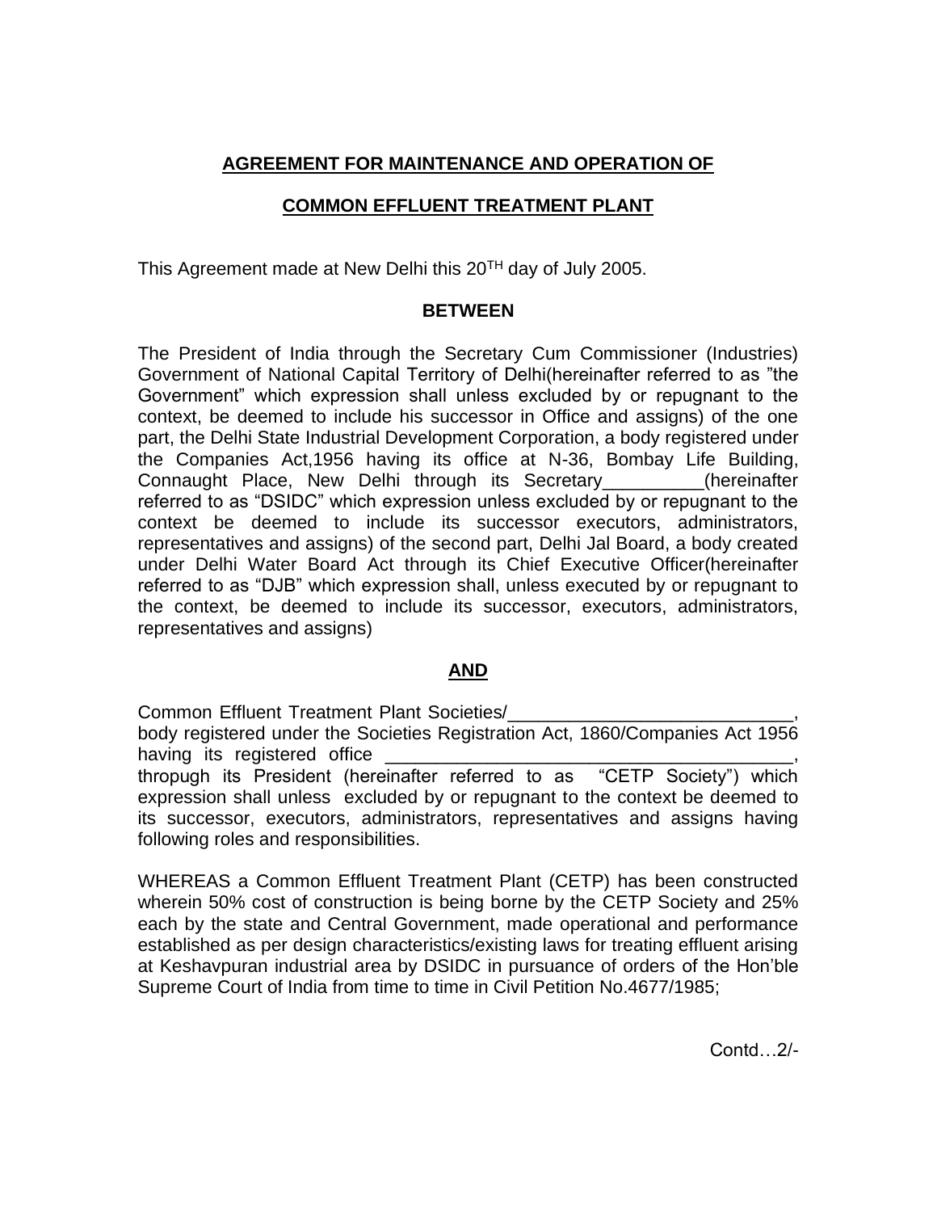**AGREEMENT FOR MAINTENANCE AND OPERATION OF**

**COMMON EFFLUENT TREATMENT PLANT**

This Agreement made at New Delhi this 20TH day of July 2005.

**BETWEEN**

The President of India through the Secretary Cum Commissioner (Industries) Government of National Capital Territory of Delhi(hereinafter referred to as "the Government" which expression shall unless excluded by or repugnant to the context, be deemed to include his successor in Office and assigns) of the one part, the Delhi State Industrial Development Corporation, a body registered under the Companies Act,1956 having its office at N-36, Bombay Life Building, Connaught Place, New Delhi through its Secretary__________(hereinafter referred to as "DSIDC" which expression unless excluded by or repugnant to the context be deemed to include its successor executors, administrators, representatives and assigns) of the second part, Delhi Jal Board, a body created under Delhi Water Board Act through its Chief Executive Officer(hereinafter referred to as "DJB" which expression shall, unless executed by or repugnant to the context, be deemed to include its successor, executors, administrators, representatives and assigns)

**AND**

Common Effluent Treatment Plant Societies/___________________________, body registered under the Societies Registration Act, 1860/Companies Act 1956 having its registered office ________________________________________, thropugh its President (hereinafter referred to as "CETP Society") which expression shall unless excluded by or repugnant to the context be deemed to its successor, executors, administrators, representatives and assigns having following roles and responsibilities.

WHEREAS a Common Effluent Treatment Plant (CETP) has been constructed wherein 50% cost of construction is being borne by the CETP Society and 25% each by the state and Central Government, made operational and performance established as per design characteristics/existing laws for treating effluent arising at Keshavpuran industrial area by DSIDC in pursuance of orders of the Hon'ble Supreme Court of India from time to time in Civil Petition No.4677/1985;

Contd…2/-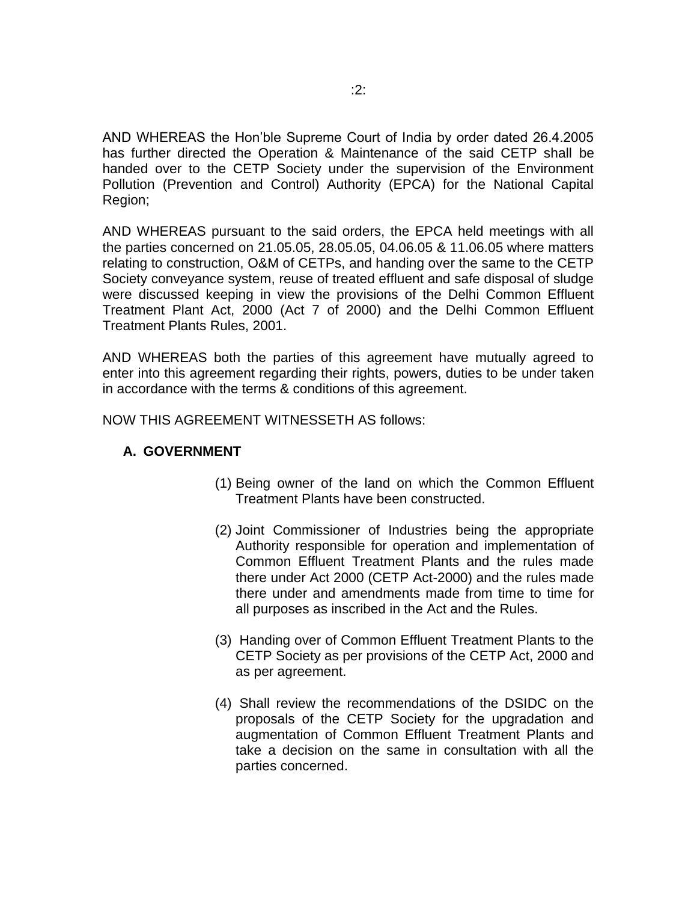AND WHEREAS the Hon'ble Supreme Court of India by order dated 26.4.2005 has further directed the Operation & Maintenance of the said CETP shall be handed over to the CETP Society under the supervision of the Environment Pollution (Prevention and Control) Authority (EPCA) for the National Capital Region;

AND WHEREAS pursuant to the said orders, the EPCA held meetings with all the parties concerned on 21.05.05, 28.05.05, 04.06.05 & 11.06.05 where matters relating to construction, O&M of CETPs, and handing over the same to the CETP Society conveyance system, reuse of treated effluent and safe disposal of sludge were discussed keeping in view the provisions of the Delhi Common Effluent Treatment Plant Act, 2000 (Act 7 of 2000) and the Delhi Common Effluent Treatment Plants Rules, 2001.

AND WHEREAS both the parties of this agreement have mutually agreed to enter into this agreement regarding their rights, powers, duties to be under taken in accordance with the terms & conditions of this agreement.

NOW THIS AGREEMENT WITNESSETH AS follows:

**A. GOVERNMENT**

(1) Being owner of the land on which the Common Effluent Treatment Plants have been constructed.

(2) Joint Commissioner of Industries being the appropriate Authority responsible for operation and implementation of Common Effluent Treatment Plants and the rules made there under Act 2000 (CETP Act-2000) and the rules made there under and amendments made from time to time for all purposes as inscribed in the Act and the Rules.

(3) Handing over of Common Effluent Treatment Plants to the CETP Society as per provisions of the CETP Act, 2000 and as per agreement.

(4) Shall review the recommendations of the DSIDC on the proposals of the CETP Society for the upgradation and augmentation of Common Effluent Treatment Plants and take a decision on the same in consultation with all the parties concerned.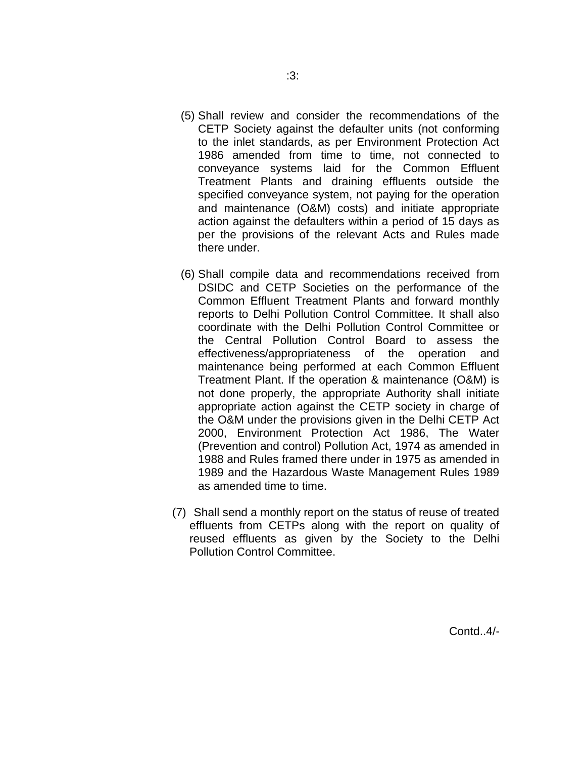(5) Shall review and consider the recommendations of the CETP Society against the defaulter units (not conforming to the inlet standards, as per Environment Protection Act 1986 amended from time to time, not connected to conveyance systems laid for the Common Effluent Treatment Plants and draining effluents outside the specified conveyance system, not paying for the operation and maintenance (O&M) costs) and initiate appropriate action against the defaulters within a period of 15 days as per the provisions of the relevant Acts and Rules made there under.

(6) Shall compile data and recommendations received from DSIDC and CETP Societies on the performance of the Common Effluent Treatment Plants and forward monthly reports to Delhi Pollution Control Committee. It shall also coordinate with the Delhi Pollution Control Committee or the Central Pollution Control Board to assess the effectiveness/appropriateness of the operation and maintenance being performed at each Common Effluent Treatment Plant. If the operation & maintenance (O&M) is not done properly, the appropriate Authority shall initiate appropriate action against the CETP society in charge of the O&M under the provisions given in the Delhi CETP Act 2000, Environment Protection Act 1986, The Water (Prevention and control) Pollution Act, 1974 as amended in 1988 and Rules framed there under in 1975 as amended in 1989 and the Hazardous Waste Management Rules 1989 as amended time to time.

(7) Shall send a monthly report on the status of reuse of treated effluents from CETPs along with the report on quality of reused effluents as given by the Society to the Delhi Pollution Control Committee.

Contd..4/-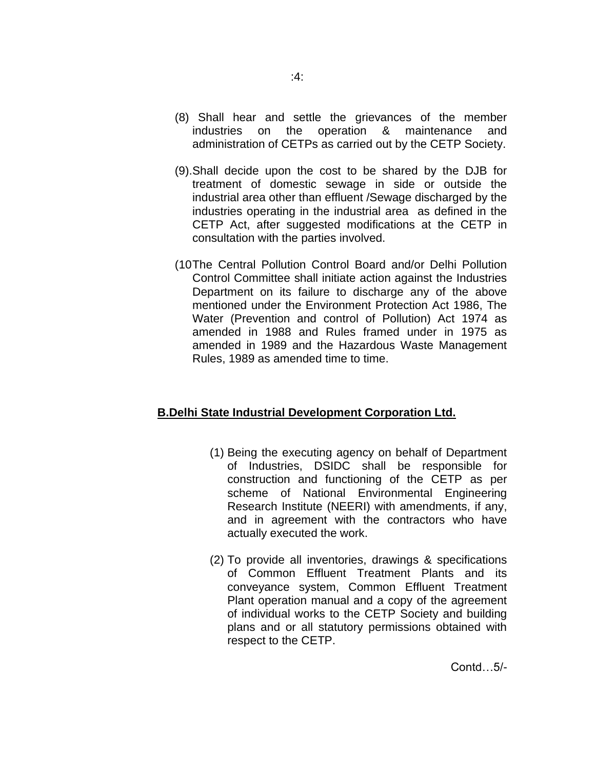(8) Shall hear and settle the grievances of the member industries on the operation & maintenance and administration of CETPs as carried out by the CETP Society.

(9).Shall decide upon the cost to be shared by the DJB for treatment of domestic sewage in side or outside the industrial area other than effluent /Sewage discharged by the industries operating in the industrial area as defined in the CETP Act, after suggested modifications at the CETP in consultation with the parties involved.

(10The Central Pollution Control Board and/or Delhi Pollution Control Committee shall initiate action against the Industries Department on its failure to discharge any of the above mentioned under the Environment Protection Act 1986, The Water (Prevention and control of Pollution) Act 1974 as amended in 1988 and Rules framed under in 1975 as amended in 1989 and the Hazardous Waste Management Rules, 1989 as amended time to time.

**B.Delhi State Industrial Development Corporation Ltd.**

(1) Being the executing agency on behalf of Department of Industries, DSIDC shall be responsible for construction and functioning of the CETP as per scheme of National Environmental Engineering Research Institute (NEERI) with amendments, if any, and in agreement with the contractors who have actually executed the work.

(2) To provide all inventories, drawings & specifications of Common Effluent Treatment Plants and its conveyance system, Common Effluent Treatment Plant operation manual and a copy of the agreement of individual works to the CETP Society and building plans and or all statutory permissions obtained with respect to the CETP.

Contd…5/-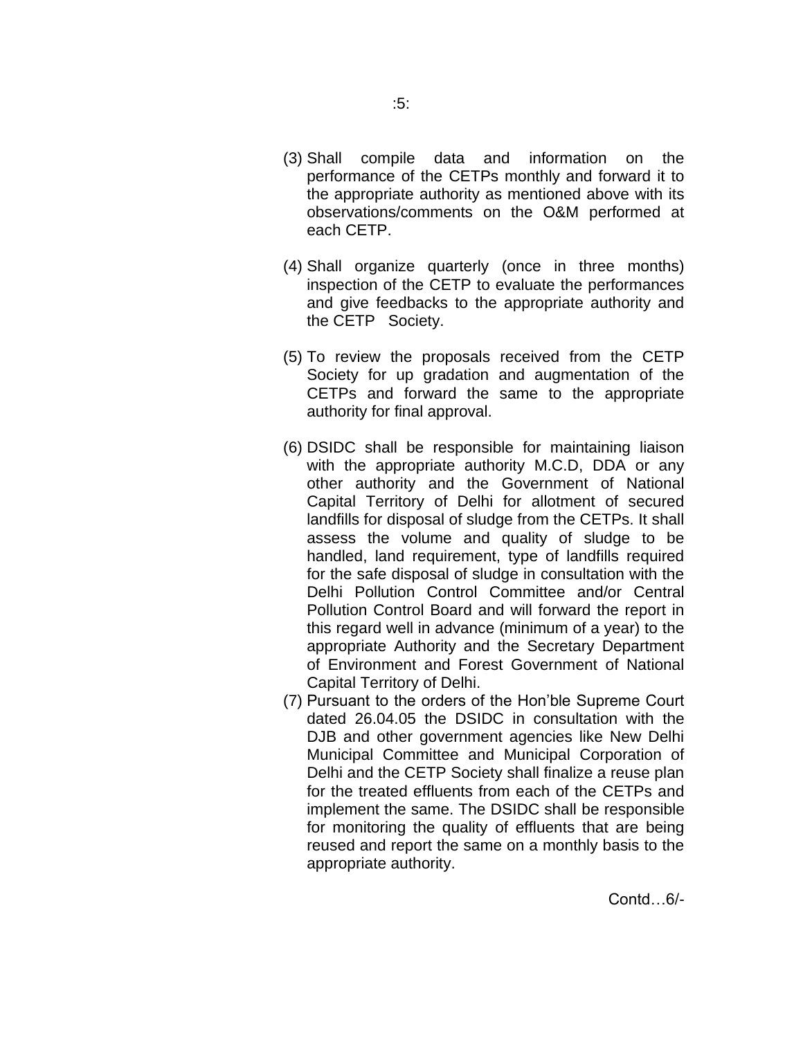(3) Shall compile data and information on the performance of the CETPs monthly and forward it to the appropriate authority as mentioned above with its observations/comments on the O&M performed at each CETP.

(4) Shall organize quarterly (once in three months) inspection of the CETP to evaluate the performances and give feedbacks to the appropriate authority and the CETP Society.

(5) To review the proposals received from the CETP Society for up gradation and augmentation of the CETPs and forward the same to the appropriate authority for final approval.

(6) DSIDC shall be responsible for maintaining liaison with the appropriate authority M.C.D, DDA or any other authority and the Government of National Capital Territory of Delhi for allotment of secured landfills for disposal of sludge from the CETPs. It shall assess the volume and quality of sludge to be handled, land requirement, type of landfills required for the safe disposal of sludge in consultation with the Delhi Pollution Control Committee and/or Central Pollution Control Board and will forward the report in this regard well in advance (minimum of a year) to the appropriate Authority and the Secretary Department of Environment and Forest Government of National Capital Territory of Delhi.

(7) Pursuant to the orders of the Hon'ble Supreme Court dated 26.04.05 the DSIDC in consultation with the DJB and other government agencies like New Delhi Municipal Committee and Municipal Corporation of Delhi and the CETP Society shall finalize a reuse plan for the treated effluents from each of the CETPs and implement the same. The DSIDC shall be responsible for monitoring the quality of effluents that are being reused and report the same on a monthly basis to the appropriate authority.

Contd…6/-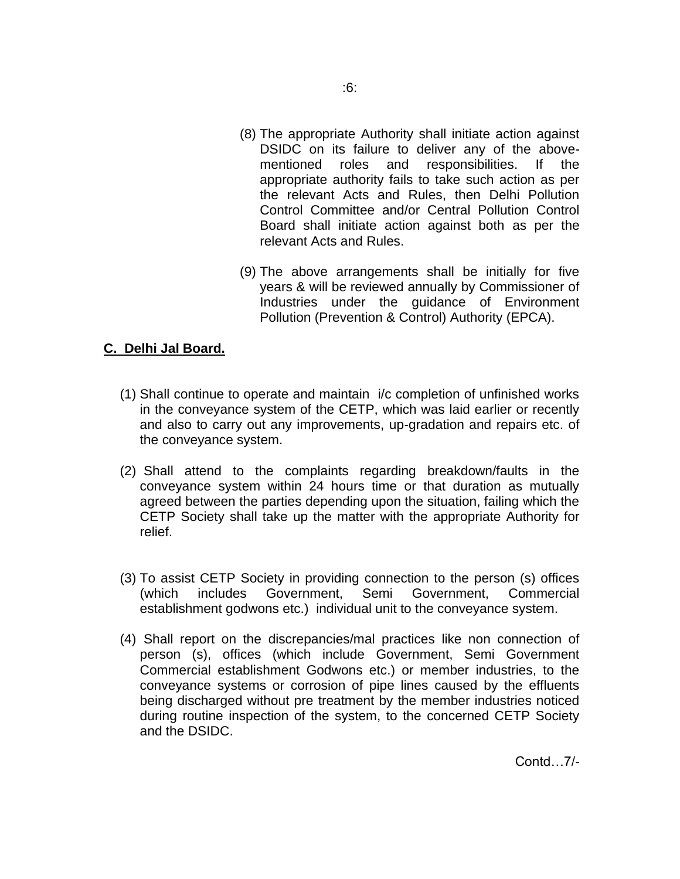(8) The appropriate Authority shall initiate action against DSIDC on its failure to deliver any of the above-mentioned roles and responsibilities. If the appropriate authority fails to take such action as per the relevant Acts and Rules, then Delhi Pollution Control Committee and/or Central Pollution Control Board shall initiate action against both as per the relevant Acts and Rules.

(9) The above arrangements shall be initially for five years & will be reviewed annually by Commissioner of Industries under the guidance of Environment Pollution (Prevention & Control) Authority (EPCA).

**C. Delhi Jal Board.**

(1) Shall continue to operate and maintain i/c completion of unfinished works in the conveyance system of the CETP, which was laid earlier or recently and also to carry out any improvements, up-gradation and repairs etc. of the conveyance system.

(2) Shall attend to the complaints regarding breakdown/faults in the conveyance system within 24 hours time or that duration as mutually agreed between the parties depending upon the situation, failing which the CETP Society shall take up the matter with the appropriate Authority for relief.

(3) To assist CETP Society in providing connection to the person (s) offices (which includes Government, Semi Government, Commercial establishment godwons etc.) individual unit to the conveyance system.

(4) Shall report on the discrepancies/mal practices like non connection of person (s), offices (which include Government, Semi Government Commercial establishment Godwons etc.) or member industries, to the conveyance systems or corrosion of pipe lines caused by the effluents being discharged without pre treatment by the member industries noticed during routine inspection of the system, to the concerned CETP Society and the DSIDC.

Contd…7/-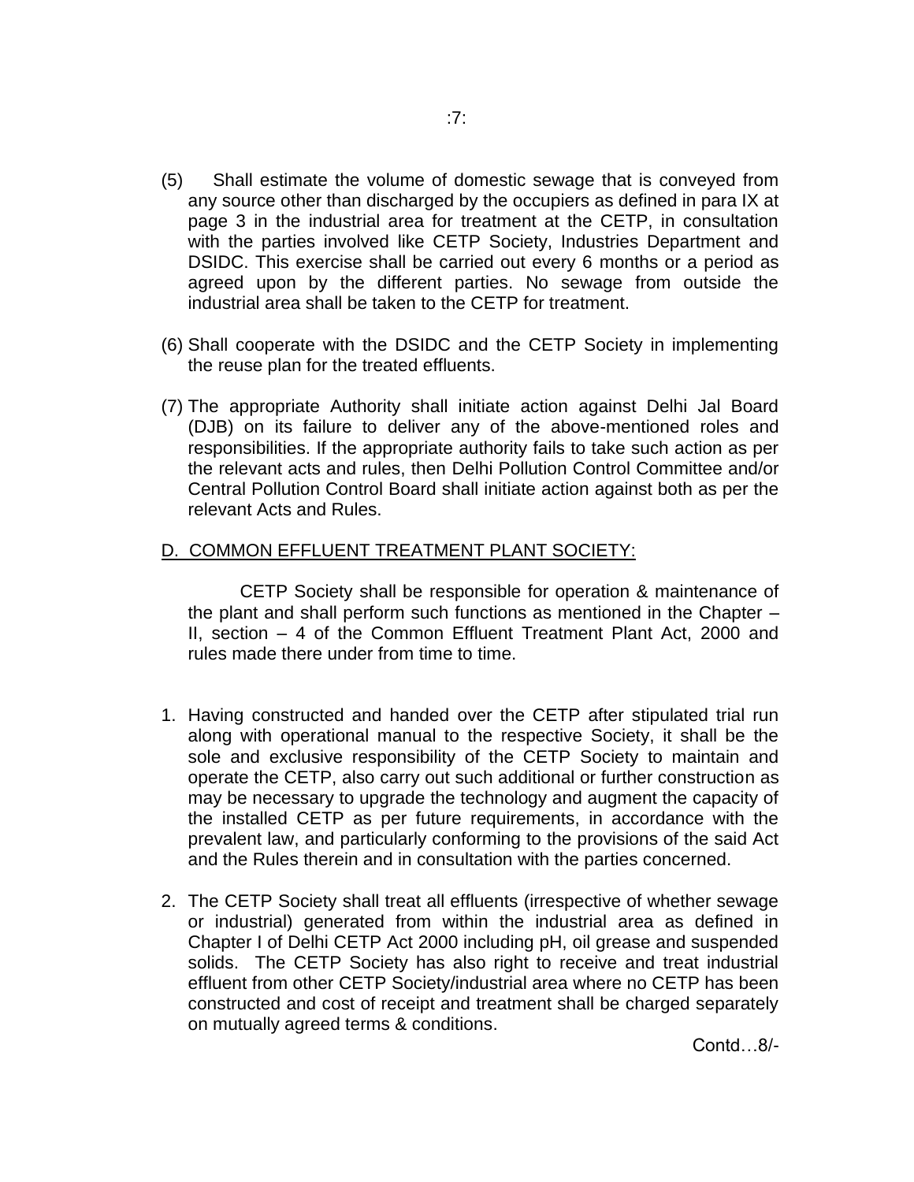(5) Shall estimate the volume of domestic sewage that is conveyed from any source other than discharged by the occupiers as defined in para IX at page 3 in the industrial area for treatment at the CETP, in consultation with the parties involved like CETP Society, Industries Department and DSIDC. This exercise shall be carried out every 6 months or a period as agreed upon by the different parties. No sewage from outside the industrial area shall be taken to the CETP for treatment.

(6) Shall cooperate with the DSIDC and the CETP Society in implementing the reuse plan for the treated effluents.

(7) The appropriate Authority shall initiate action against Delhi Jal Board (DJB) on its failure to deliver any of the above-mentioned roles and responsibilities. If the appropriate authority fails to take such action as per the relevant acts and rules, then Delhi Pollution Control Committee and/or Central Pollution Control Board shall initiate action against both as per the relevant Acts and Rules.

## D. COMMON EFFLUENT TREATMENT PLANT SOCIETY:

CETP Society shall be responsible for operation & maintenance of the plant and shall perform such functions as mentioned in the Chapter – II, section – 4 of the Common Effluent Treatment Plant Act, 2000 and rules made there under from time to time.

1. Having constructed and handed over the CETP after stipulated trial run along with operational manual to the respective Society, it shall be the sole and exclusive responsibility of the CETP Society to maintain and operate the CETP, also carry out such additional or further construction as may be necessary to upgrade the technology and augment the capacity of the installed CETP as per future requirements, in accordance with the prevalent law, and particularly conforming to the provisions of the said Act and the Rules therein and in consultation with the parties concerned.

2. The CETP Society shall treat all effluents (irrespective of whether sewage or industrial) generated from within the industrial area as defined in Chapter I of Delhi CETP Act 2000 including pH, oil grease and suspended solids. The CETP Society has also right to receive and treat industrial effluent from other CETP Society/industrial area where no CETP has been constructed and cost of receipt and treatment shall be charged separately on mutually agreed terms & conditions.

Contd…8/-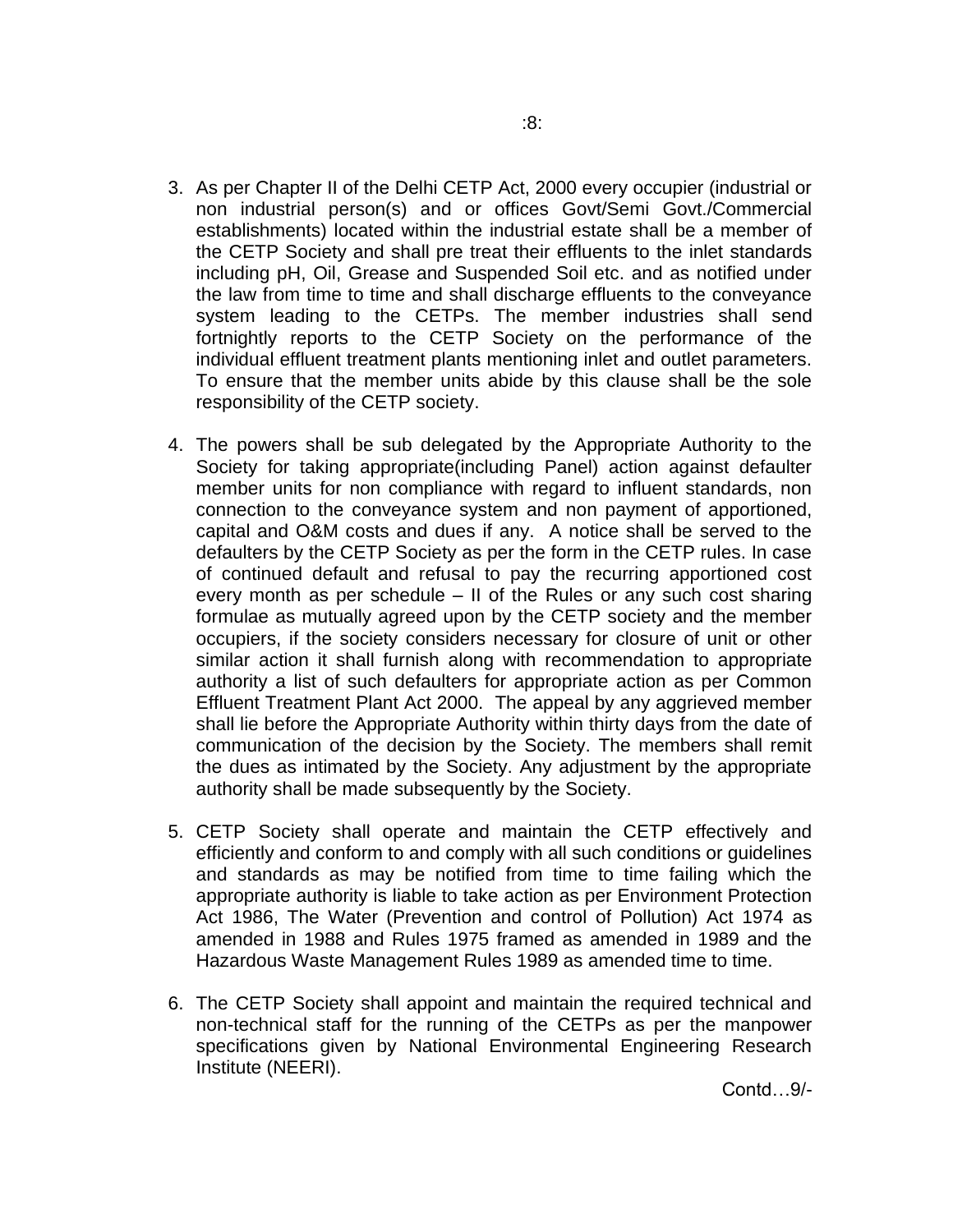3. As per Chapter II of the Delhi CETP Act, 2000 every occupier (industrial or non industrial person(s) and or offices Govt/Semi Govt./Commercial establishments) located within the industrial estate shall be a member of the CETP Society and shall pre treat their effluents to the inlet standards including pH, Oil, Grease and Suspended Soil etc. and as notified under the law from time to time and shall discharge effluents to the conveyance system leading to the CETPs. The member industries shall send fortnightly reports to the CETP Society on the performance of the individual effluent treatment plants mentioning inlet and outlet parameters. To ensure that the member units abide by this clause shall be the sole responsibility of the CETP society.

4. The powers shall be sub delegated by the Appropriate Authority to the Society for taking appropriate(including Panel) action against defaulter member units for non compliance with regard to influent standards, non connection to the conveyance system and non payment of apportioned, capital and O&M costs and dues if any. A notice shall be served to the defaulters by the CETP Society as per the form in the CETP rules. In case of continued default and refusal to pay the recurring apportioned cost every month as per schedule – II of the Rules or any such cost sharing formulae as mutually agreed upon by the CETP society and the member occupiers, if the society considers necessary for closure of unit or other similar action it shall furnish along with recommendation to appropriate authority a list of such defaulters for appropriate action as per Common Effluent Treatment Plant Act 2000. The appeal by any aggrieved member shall lie before the Appropriate Authority within thirty days from the date of communication of the decision by the Society. The members shall remit the dues as intimated by the Society. Any adjustment by the appropriate authority shall be made subsequently by the Society.

5. CETP Society shall operate and maintain the CETP effectively and efficiently and conform to and comply with all such conditions or guidelines and standards as may be notified from time to time failing which the appropriate authority is liable to take action as per Environment Protection Act 1986, The Water (Prevention and control of Pollution) Act 1974 as amended in 1988 and Rules 1975 framed as amended in 1989 and the Hazardous Waste Management Rules 1989 as amended time to time.

6. The CETP Society shall appoint and maintain the required technical and non-technical staff for the running of the CETPs as per the manpower specifications given by National Environmental Engineering Research Institute (NEERI).

Contd…9/-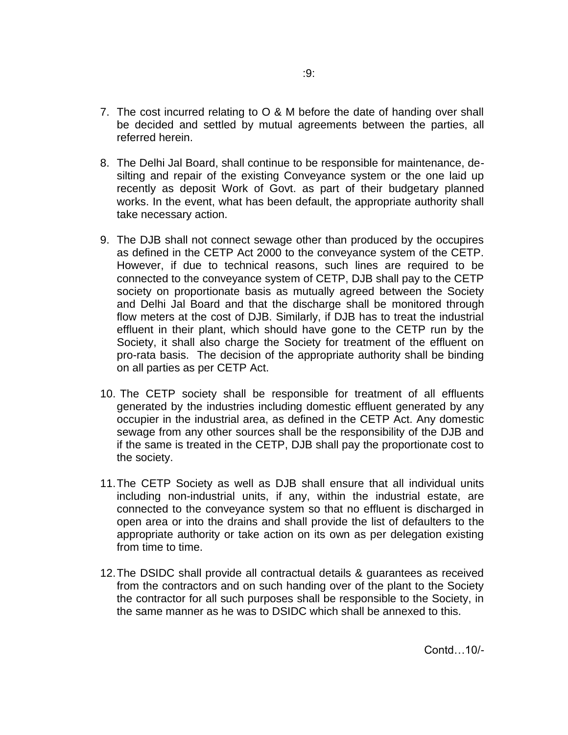7. The cost incurred relating to O & M before the date of handing over shall be decided and settled by mutual agreements between the parties, all referred herein.

8. The Delhi Jal Board, shall continue to be responsible for maintenance, de-silting and repair of the existing Conveyance system or the one laid up recently as deposit Work of Govt. as part of their budgetary planned works. In the event, what has been default, the appropriate authority shall take necessary action.

9. The DJB shall not connect sewage other than produced by the occupires as defined in the CETP Act 2000 to the conveyance system of the CETP. However, if due to technical reasons, such lines are required to be connected to the conveyance system of CETP, DJB shall pay to the CETP society on proportionate basis as mutually agreed between the Society and Delhi Jal Board and that the discharge shall be monitored through flow meters at the cost of DJB. Similarly, if DJB has to treat the industrial effluent in their plant, which should have gone to the CETP run by the Society, it shall also charge the Society for treatment of the effluent on pro-rata basis. The decision of the appropriate authority shall be binding on all parties as per CETP Act.

10. The CETP society shall be responsible for treatment of all effluents generated by the industries including domestic effluent generated by any occupier in the industrial area, as defined in the CETP Act. Any domestic sewage from any other sources shall be the responsibility of the DJB and if the same is treated in the CETP, DJB shall pay the proportionate cost to the society.

11. The CETP Society as well as DJB shall ensure that all individual units including non-industrial units, if any, within the industrial estate, are connected to the conveyance system so that no effluent is discharged in open area or into the drains and shall provide the list of defaulters to the appropriate authority or take action on its own as per delegation existing from time to time.

12. The DSIDC shall provide all contractual details & guarantees as received from the contractors and on such handing over of the plant to the Society the contractor for all such purposes shall be responsible to the Society, in the same manner as he was to DSIDC which shall be annexed to this.

Contd…10/-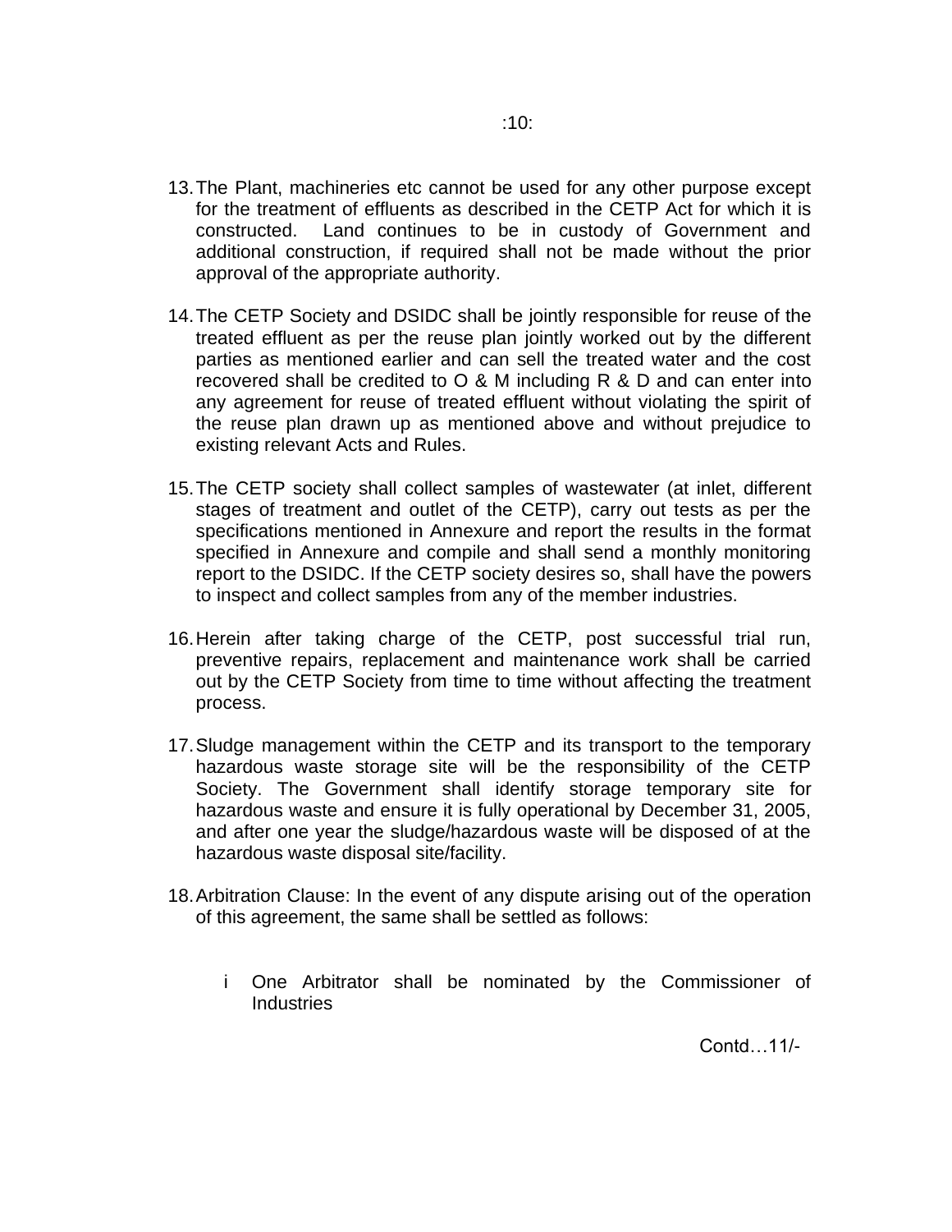13. The Plant, machineries etc cannot be used for any other purpose except for the treatment of effluents as described in the CETP Act for which it is constructed. Land continues to be in custody of Government and additional construction, if required shall not be made without the prior approval of the appropriate authority.

14. The CETP Society and DSIDC shall be jointly responsible for reuse of the treated effluent as per the reuse plan jointly worked out by the different parties as mentioned earlier and can sell the treated water and the cost recovered shall be credited to O & M including R & D and can enter into any agreement for reuse of treated effluent without violating the spirit of the reuse plan drawn up as mentioned above and without prejudice to existing relevant Acts and Rules.

15. The CETP society shall collect samples of wastewater (at inlet, different stages of treatment and outlet of the CETP), carry out tests as per the specifications mentioned in Annexure and report the results in the format specified in Annexure and compile and shall send a monthly monitoring report to the DSIDC. If the CETP society desires so, shall have the powers to inspect and collect samples from any of the member industries.

16. Herein after taking charge of the CETP, post successful trial run, preventive repairs, replacement and maintenance work shall be carried out by the CETP Society from time to time without affecting the treatment process.

17. Sludge management within the CETP and its transport to the temporary hazardous waste storage site will be the responsibility of the CETP Society. The Government shall identify storage temporary site for hazardous waste and ensure it is fully operational by December 31, 2005, and after one year the sludge/hazardous waste will be disposed of at the hazardous waste disposal site/facility.

18. Arbitration Clause: In the event of any dispute arising out of the operation of this agreement, the same shall be settled as follows:

    i One Arbitrator shall be nominated by the Commissioner of Industries

Contd…11/-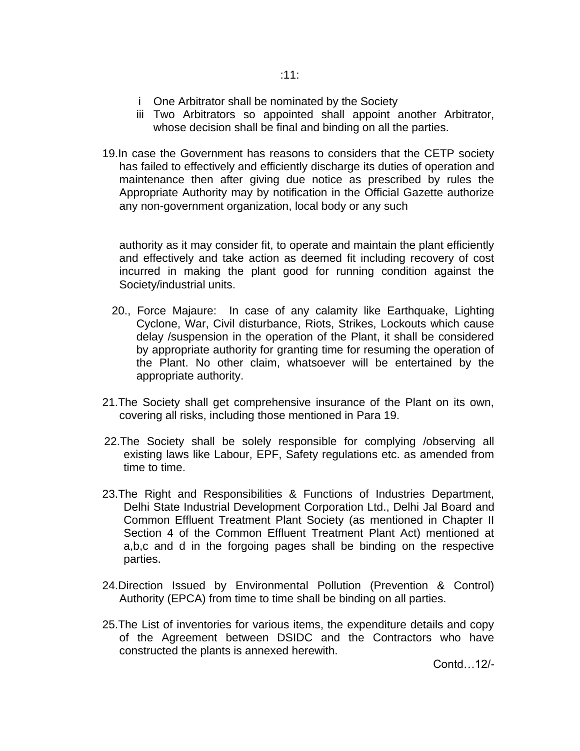i One Arbitrator shall be nominated by the Society

iii Two Arbitrators so appointed shall appoint another Arbitrator, whose decision shall be final and binding on all the parties.

19.In case the Government has reasons to considers that the CETP society has failed to effectively and efficiently discharge its duties of operation and maintenance then after giving due notice as prescribed by rules the Appropriate Authority may by notification in the Official Gazette authorize any non-government organization, local body or any such

authority as it may consider fit, to operate and maintain the plant efficiently and effectively and take action as deemed fit including recovery of cost incurred in making the plant good for running condition against the Society/industrial units.

20., Force Majaure: In case of any calamity like Earthquake, Lighting Cyclone, War, Civil disturbance, Riots, Strikes, Lockouts which cause delay /suspension in the operation of the Plant, it shall be considered by appropriate authority for granting time for resuming the operation of the Plant. No other claim, whatsoever will be entertained by the appropriate authority.

21.The Society shall get comprehensive insurance of the Plant on its own, covering all risks, including those mentioned in Para 19.

22.The Society shall be solely responsible for complying /observing all existing laws like Labour, EPF, Safety regulations etc. as amended from time to time.

23.The Right and Responsibilities & Functions of Industries Department, Delhi State Industrial Development Corporation Ltd., Delhi Jal Board and Common Effluent Treatment Plant Society (as mentioned in Chapter II Section 4 of the Common Effluent Treatment Plant Act) mentioned at a,b,c and d in the forgoing pages shall be binding on the respective parties.

24.Direction Issued by Environmental Pollution (Prevention & Control) Authority (EPCA) from time to time shall be binding on all parties.

25.The List of inventories for various items, the expenditure details and copy of the Agreement between DSIDC and the Contractors who have constructed the plants is annexed herewith.

Contd…12/-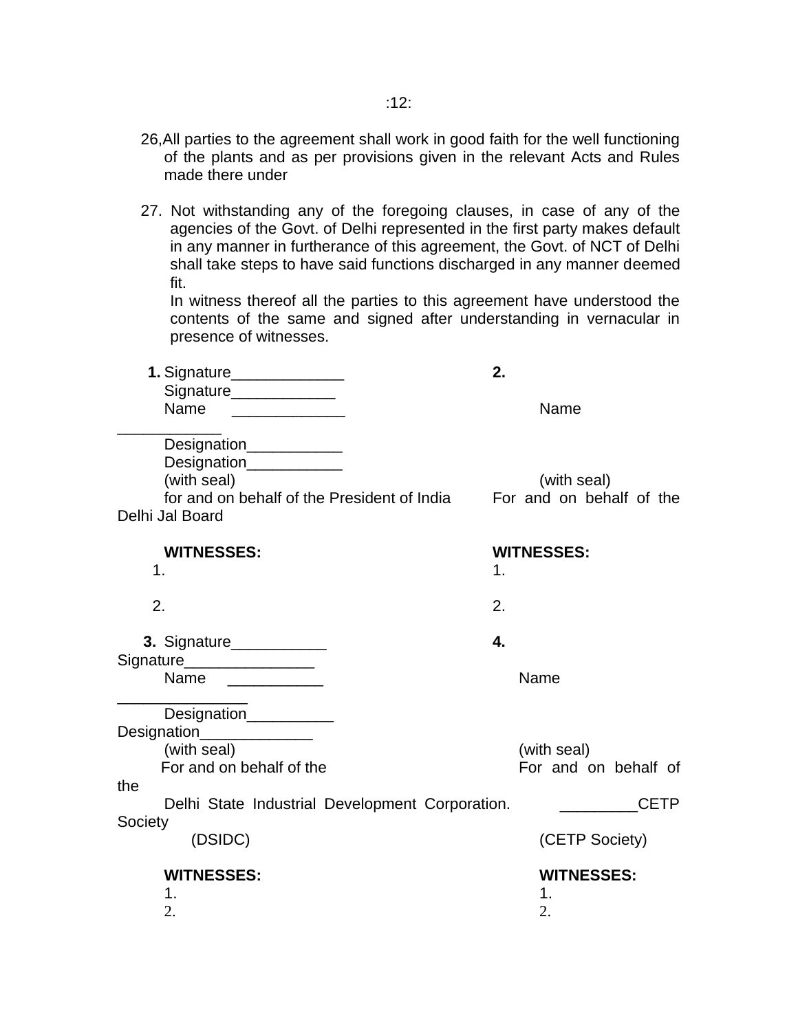26,All parties to the agreement shall work in good faith for the well functioning of the plants and as per provisions given in the relevant Acts and Rules made there under

27. Not withstanding any of the foregoing clauses, in case of any of the agencies of the Govt. of Delhi represented in the first party makes default in any manner in furtherance of this agreement, the Govt. of NCT of Delhi shall take steps to have said functions discharged in any manner deemed fit.

In witness thereof all the parties to this agreement have understood the contents of the same and signed after understanding in vernacular in presence of witnesses.

**1.** Signature_____________
Name _____________
Designation___________
(with seal)
for and on behalf of the President of India

WITNESSES:
1.
2.

**2.** Signature____________
Name ____________
Designation___________
(with seal)
For and on behalf of the Delhi Jal Board

WITNESSES:
1.
2.

**3.** Signature___________
Name ___________
Designation__________
(with seal)
For and on behalf of the Delhi State Industrial Development Corporation.
(DSIDC)

WITNESSES:
1.
2.

**4.** Signature_______________
Name _______________
Designation_____________
(with seal)
For and on behalf of the _________CETP Society
(CETP Society)

WITNESSES:
1.
2.